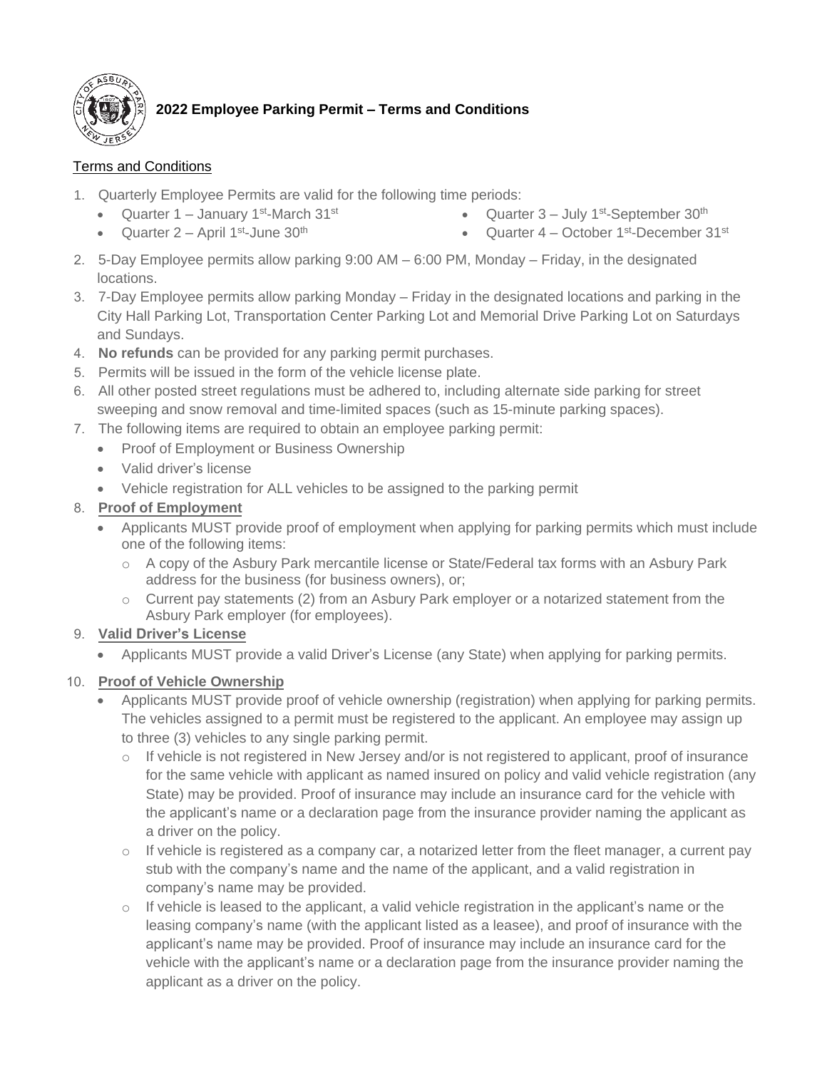# 2022 Employee Parking Permit – Terms and Conditions

Terms and Conditions

1. Quarterly Employee Permits are valid for the following time periods:
   - Quarter 1 – January 1st-March 31st
   - Quarter 2 – April 1st-June 30th
   - Quarter 3 – July 1st-September 30th
   - Quarter 4 – October 1st-December 31st
2. 5-Day Employee permits allow parking 9:00 AM – 6:00 PM, Monday – Friday, in the designated locations.
3. 7-Day Employee permits allow parking Monday – Friday in the designated locations and parking in the City Hall Parking Lot, Transportation Center Parking Lot and Memorial Drive Parking Lot on Saturdays and Sundays.
4. **No refunds** can be provided for any parking permit purchases.
5. Permits will be issued in the form of the vehicle license plate.
6. All other posted street regulations must be adhered to, including alternate side parking for street sweeping and snow removal and time-limited spaces (such as 15-minute parking spaces).
7. The following items are required to obtain an employee parking permit:
   - Proof of Employment or Business Ownership
   - Valid driver's license
   - Vehicle registration for ALL vehicles to be assigned to the parking permit
8. **Proof of Employment**
   - Applicants MUST provide proof of employment when applying for parking permits which must include one of the following items:
     - A copy of the Asbury Park mercantile license or State/Federal tax forms with an Asbury Park address for the business (for business owners), or;
     - Current pay statements (2) from an Asbury Park employer or a notarized statement from the Asbury Park employer (for employees).
9. **Valid Driver's License**
   - Applicants MUST provide a valid Driver's License (any State) when applying for parking permits.
10. **Proof of Vehicle Ownership**
    - Applicants MUST provide proof of vehicle ownership (registration) when applying for parking permits. The vehicles assigned to a permit must be registered to the applicant. An employee may assign up to three (3) vehicles to any single parking permit.
      - If vehicle is not registered in New Jersey and/or is not registered to applicant, proof of insurance for the same vehicle with applicant as named insured on policy and valid vehicle registration (any State) may be provided. Proof of insurance may include an insurance card for the vehicle with the applicant's name or a declaration page from the insurance provider naming the applicant as a driver on the policy.
      - If vehicle is registered as a company car, a notarized letter from the fleet manager, a current pay stub with the company's name and the name of the applicant, and a valid registration in company's name may be provided.
      - If vehicle is leased to the applicant, a valid vehicle registration in the applicant's name or the leasing company's name (with the applicant listed as a leasee), and proof of insurance with the applicant's name may be provided. Proof of insurance may include an insurance card for the vehicle with the applicant's name or a declaration page from the insurance provider naming the applicant as a driver on the policy.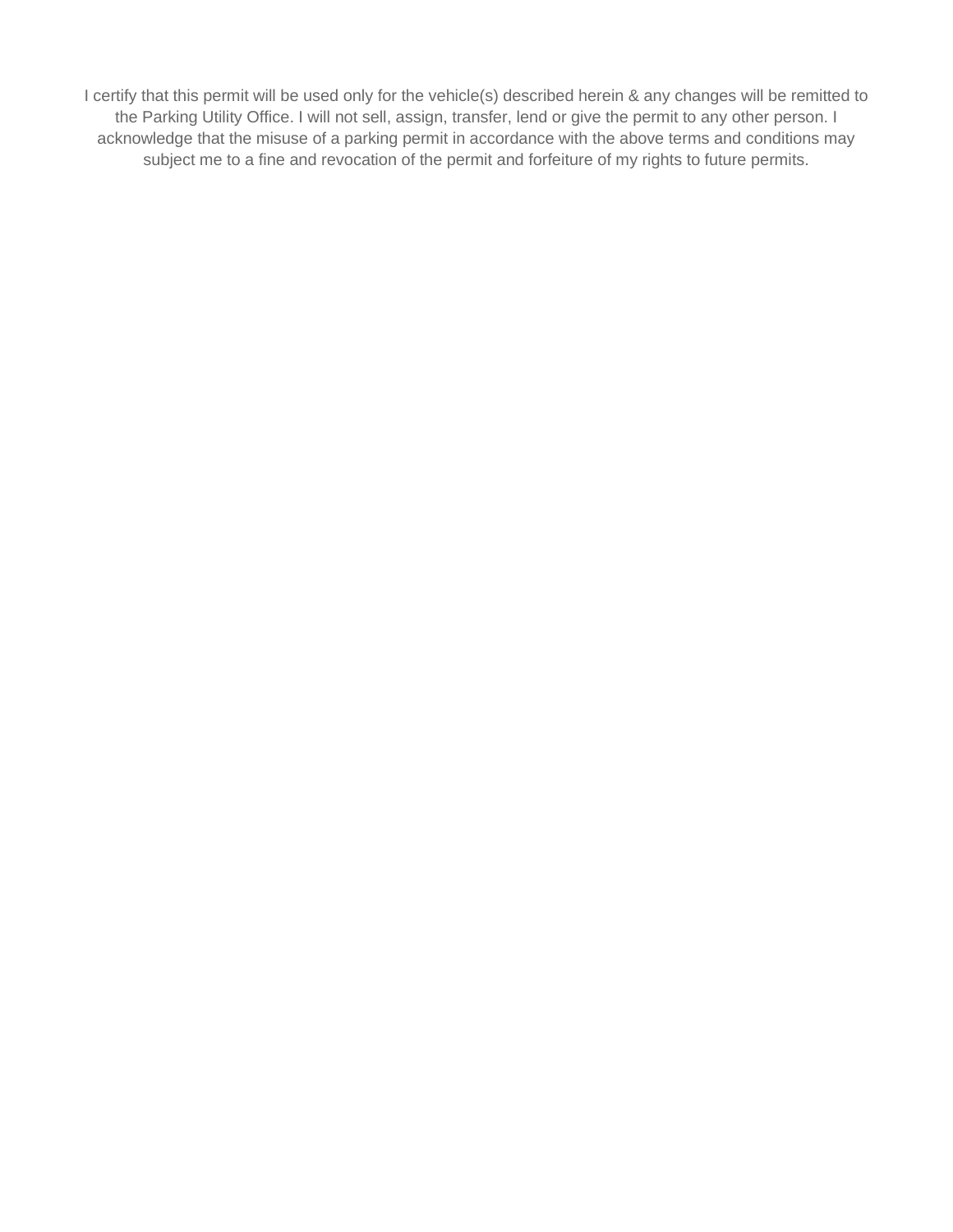I certify that this permit will be used only for the vehicle(s) described herein & any changes will be remitted to the Parking Utility Office. I will not sell, assign, transfer, lend or give the permit to any other person. I acknowledge that the misuse of a parking permit in accordance with the above terms and conditions may subject me to a fine and revocation of the permit and forfeiture of my rights to future permits.